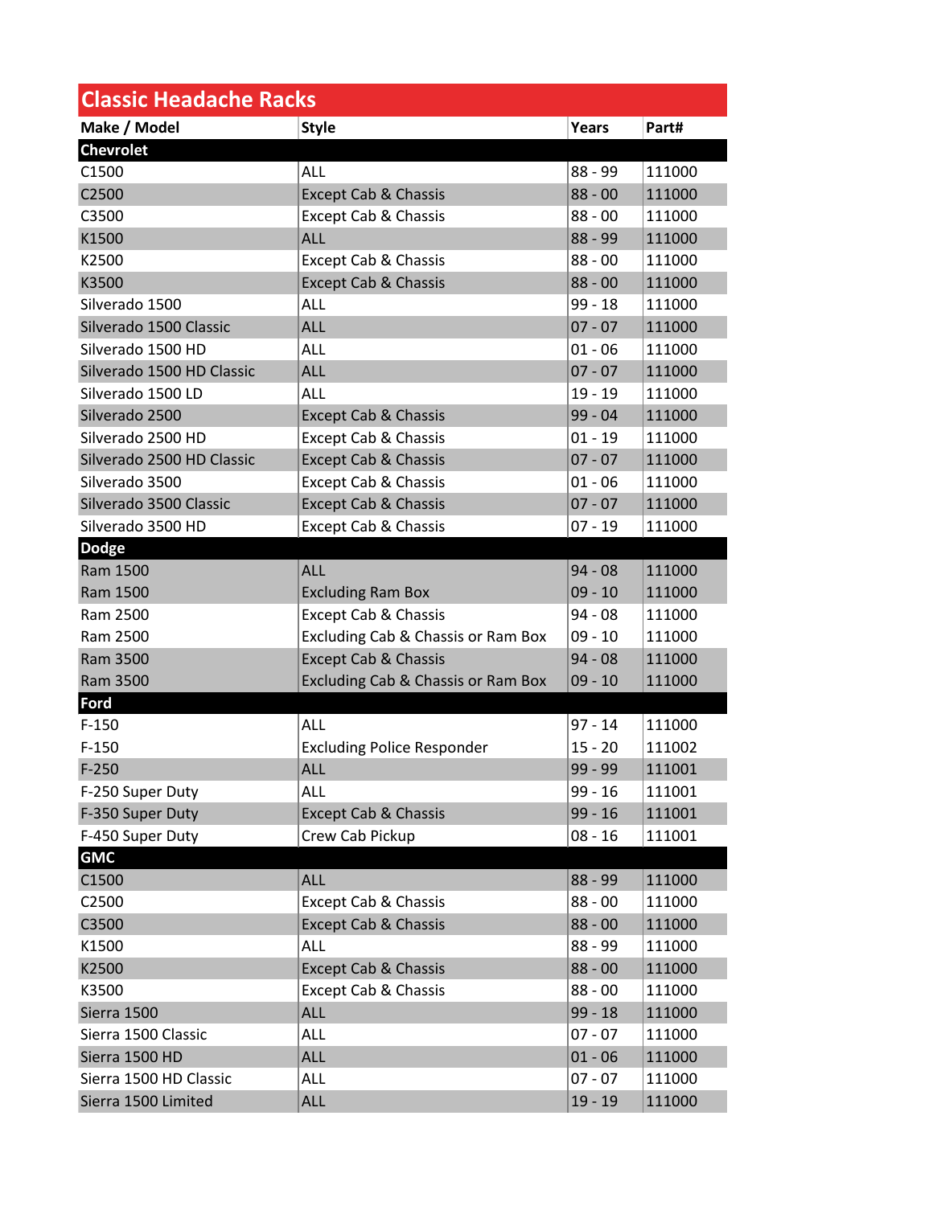# Classic Headache Racks

| Make / Model | Style | Years | Part# |
|---|---|---|---|
| **Chevrolet** | | | |
| C1500 | ALL | 88 - 99 | 111000 |
| C2500 | Except Cab & Chassis | 88 - 00 | 111000 |
| C3500 | Except Cab & Chassis | 88 - 00 | 111000 |
| K1500 | ALL | 88 - 99 | 111000 |
| K2500 | Except Cab & Chassis | 88 - 00 | 111000 |
| K3500 | Except Cab & Chassis | 88 - 00 | 111000 |
| Silverado 1500 | ALL | 99 - 18 | 111000 |
| Silverado 1500 Classic | ALL | 07 - 07 | 111000 |
| Silverado 1500 HD | ALL | 01 - 06 | 111000 |
| Silverado 1500 HD Classic | ALL | 07 - 07 | 111000 |
| Silverado 1500 LD | ALL | 19 - 19 | 111000 |
| Silverado 2500 | Except Cab & Chassis | 99 - 04 | 111000 |
| Silverado 2500 HD | Except Cab & Chassis | 01 - 19 | 111000 |
| Silverado 2500 HD Classic | Except Cab & Chassis | 07 - 07 | 111000 |
| Silverado 3500 | Except Cab & Chassis | 01 - 06 | 111000 |
| Silverado 3500 Classic | Except Cab & Chassis | 07 - 07 | 111000 |
| Silverado 3500 HD | Except Cab & Chassis | 07 - 19 | 111000 |
| **Dodge** | | | |
| Ram 1500 | ALL | 94 - 08 | 111000 |
| Ram 1500 | Excluding Ram Box | 09 - 10 | 111000 |
| Ram 2500 | Except Cab & Chassis | 94 - 08 | 111000 |
| Ram 2500 | Excluding Cab & Chassis or Ram Box | 09 - 10 | 111000 |
| Ram 3500 | Except Cab & Chassis | 94 - 08 | 111000 |
| Ram 3500 | Excluding Cab & Chassis or Ram Box | 09 - 10 | 111000 |
| **Ford** | | | |
| F-150 | ALL | 97 - 14 | 111000 |
| F-150 | Excluding Police Responder | 15 - 20 | 111002 |
| F-250 | ALL | 99 - 99 | 111001 |
| F-250 Super Duty | ALL | 99 - 16 | 111001 |
| F-350 Super Duty | Except Cab & Chassis | 99 - 16 | 111001 |
| F-450 Super Duty | Crew Cab Pickup | 08 - 16 | 111001 |
| **GMC** | | | |
| C1500 | ALL | 88 - 99 | 111000 |
| C2500 | Except Cab & Chassis | 88 - 00 | 111000 |
| C3500 | Except Cab & Chassis | 88 - 00 | 111000 |
| K1500 | ALL | 88 - 99 | 111000 |
| K2500 | Except Cab & Chassis | 88 - 00 | 111000 |
| K3500 | Except Cab & Chassis | 88 - 00 | 111000 |
| Sierra 1500 | ALL | 99 - 18 | 111000 |
| Sierra 1500 Classic | ALL | 07 - 07 | 111000 |
| Sierra 1500 HD | ALL | 01 - 06 | 111000 |
| Sierra 1500 HD Classic | ALL | 07 - 07 | 111000 |
| Sierra 1500 Limited | ALL | 19 - 19 | 111000 |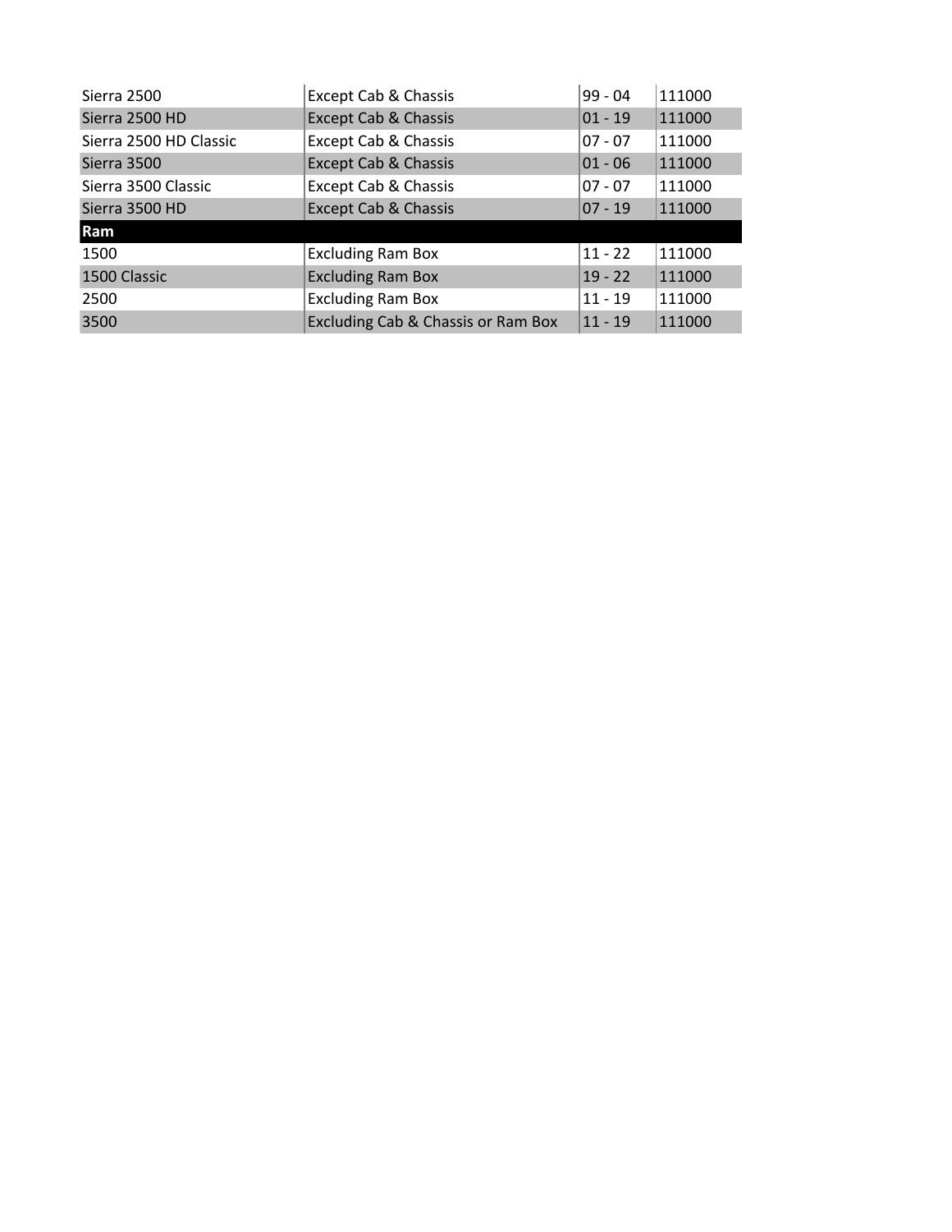| | | | |
|---|---|---|---|
| Sierra 2500 | Except Cab & Chassis | 99 - 04 | 111000 |
| Sierra 2500 HD | Except Cab & Chassis | 01 - 19 | 111000 |
| Sierra 2500 HD Classic | Except Cab & Chassis | 07 - 07 | 111000 |
| Sierra 3500 | Except Cab & Chassis | 01 - 06 | 111000 |
| Sierra 3500 Classic | Except Cab & Chassis | 07 - 07 | 111000 |
| Sierra 3500 HD | Except Cab & Chassis | 07 - 19 | 111000 |
| **Ram** | | | |
| 1500 | Excluding Ram Box | 11 - 22 | 111000 |
| 1500 Classic | Excluding Ram Box | 19 - 22 | 111000 |
| 2500 | Excluding Ram Box | 11 - 19 | 111000 |
| 3500 | Excluding Cab & Chassis or Ram Box | 11 - 19 | 111000 |